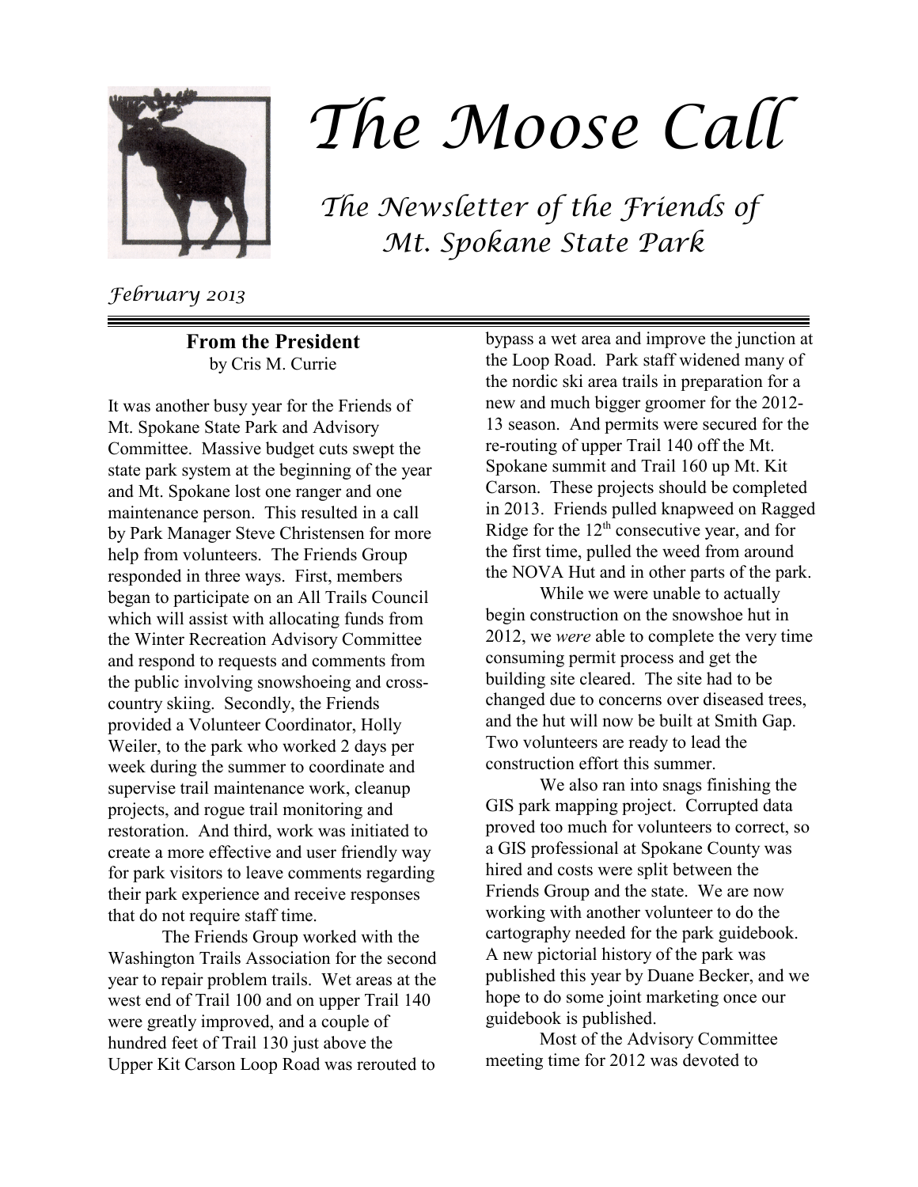# The Moose Call

## The Newsletter of the Friends of Mt. Spokane State Park

*February 2013*

### From the President

by Cris M. Currie

It was another busy year for the Friends of Mt. Spokane State Park and Advisory Committee. Massive budget cuts swept the state park system at the beginning of the year and Mt. Spokane lost one ranger and one maintenance person. This resulted in a call by Park Manager Steve Christensen for more help from volunteers. The Friends Group responded in three ways. First, members began to participate on an All Trails Council which will assist with allocating funds from the Winter Recreation Advisory Committee and respond to requests and comments from the public involving snowshoeing and cross-country skiing. Secondly, the Friends provided a Volunteer Coordinator, Holly Weiler, to the park who worked 2 days per week during the summer to coordinate and supervise trail maintenance work, cleanup projects, and rogue trail monitoring and restoration. And third, work was initiated to create a more effective and user friendly way for park visitors to leave comments regarding their park experience and receive responses that do not require staff time.

The Friends Group worked with the Washington Trails Association for the second year to repair problem trails. Wet areas at the west end of Trail 100 and on upper Trail 140 were greatly improved, and a couple of hundred feet of Trail 130 just above the Upper Kit Carson Loop Road was rerouted to bypass a wet area and improve the junction at the Loop Road. Park staff widened many of the nordic ski area trails in preparation for a new and much bigger groomer for the 2012-13 season. And permits were secured for the re-routing of upper Trail 140 off the Mt. Spokane summit and Trail 160 up Mt. Kit Carson. These projects should be completed in 2013. Friends pulled knapweed on Ragged Ridge for the 12th consecutive year, and for the first time, pulled the weed from around the NOVA Hut and in other parts of the park.

While we were unable to actually begin construction on the snowshoe hut in 2012, we *were* able to complete the very time consuming permit process and get the building site cleared. The site had to be changed due to concerns over diseased trees, and the hut will now be built at Smith Gap. Two volunteers are ready to lead the construction effort this summer.

We also ran into snags finishing the GIS park mapping project. Corrupted data proved too much for volunteers to correct, so a GIS professional at Spokane County was hired and costs were split between the Friends Group and the state. We are now working with another volunteer to do the cartography needed for the park guidebook. A new pictorial history of the park was published this year by Duane Becker, and we hope to do some joint marketing once our guidebook is published.

Most of the Advisory Committee meeting time for 2012 was devoted to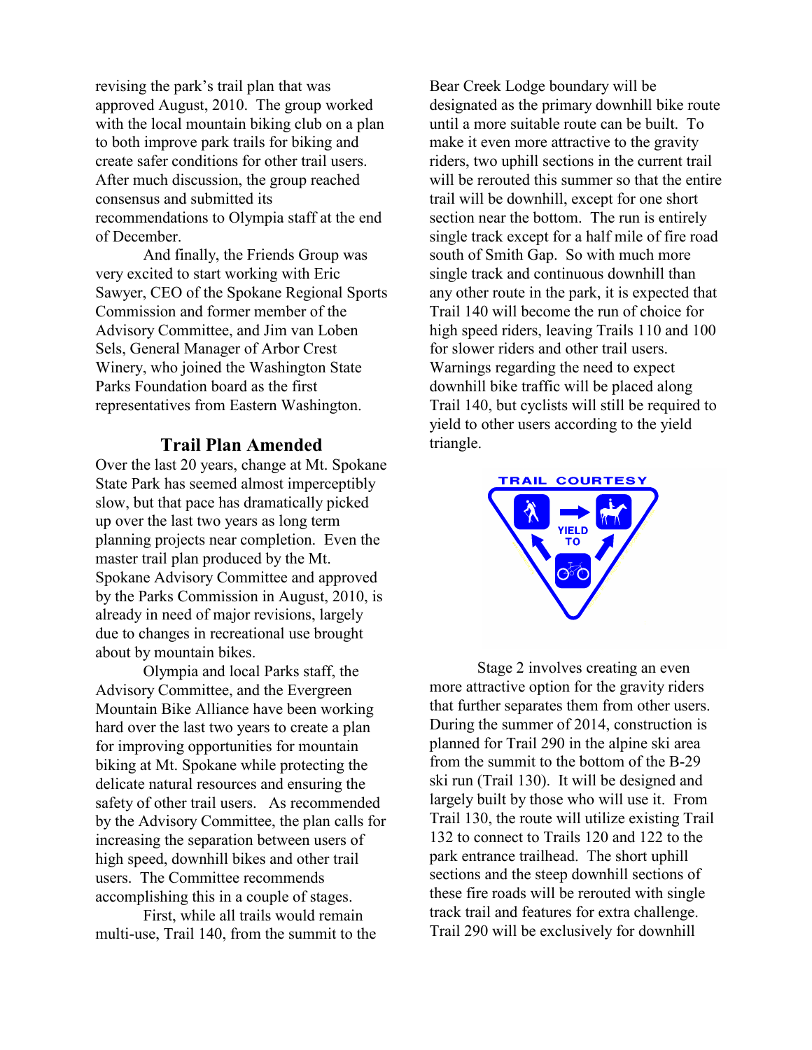revising the park's trail plan that was approved August, 2010. The group worked with the local mountain biking club on a plan to both improve park trails for biking and create safer conditions for other trail users. After much discussion, the group reached consensus and submitted its recommendations to Olympia staff at the end of December.

And finally, the Friends Group was very excited to start working with Eric Sawyer, CEO of the Spokane Regional Sports Commission and former member of the Advisory Committee, and Jim van Loben Sels, General Manager of Arbor Crest Winery, who joined the Washington State Parks Foundation board as the first representatives from Eastern Washington.

## Trail Plan Amended

Over the last 20 years, change at Mt. Spokane State Park has seemed almost imperceptibly slow, but that pace has dramatically picked up over the last two years as long term planning projects near completion. Even the master trail plan produced by the Mt. Spokane Advisory Committee and approved by the Parks Commission in August, 2010, is already in need of major revisions, largely due to changes in recreational use brought about by mountain bikes.

Olympia and local Parks staff, the Advisory Committee, and the Evergreen Mountain Bike Alliance have been working hard over the last two years to create a plan for improving opportunities for mountain biking at Mt. Spokane while protecting the delicate natural resources and ensuring the safety of other trail users. As recommended by the Advisory Committee, the plan calls for increasing the separation between users of high speed, downhill bikes and other trail users. The Committee recommends accomplishing this in a couple of stages.

First, while all trails would remain multi-use, Trail 140, from the summit to the Bear Creek Lodge boundary will be designated as the primary downhill bike route until a more suitable route can be built. To make it even more attractive to the gravity riders, two uphill sections in the current trail will be rerouted this summer so that the entire trail will be downhill, except for one short section near the bottom. The run is entirely single track except for a half mile of fire road south of Smith Gap. So with much more single track and continuous downhill than any other route in the park, it is expected that Trail 140 will become the run of choice for high speed riders, leaving Trails 110 and 100 for slower riders and other trail users. Warnings regarding the need to expect downhill bike traffic will be placed along Trail 140, but cyclists will still be required to yield to other users according to the yield triangle.

Stage 2 involves creating an even more attractive option for the gravity riders that further separates them from other users. During the summer of 2014, construction is planned for Trail 290 in the alpine ski area from the summit to the bottom of the B-29 ski run (Trail 130). It will be designed and largely built by those who will use it. From Trail 130, the route will utilize existing Trail 132 to connect to Trails 120 and 122 to the park entrance trailhead. The short uphill sections and the steep downhill sections of these fire roads will be rerouted with single track trail and features for extra challenge. Trail 290 will be exclusively for downhill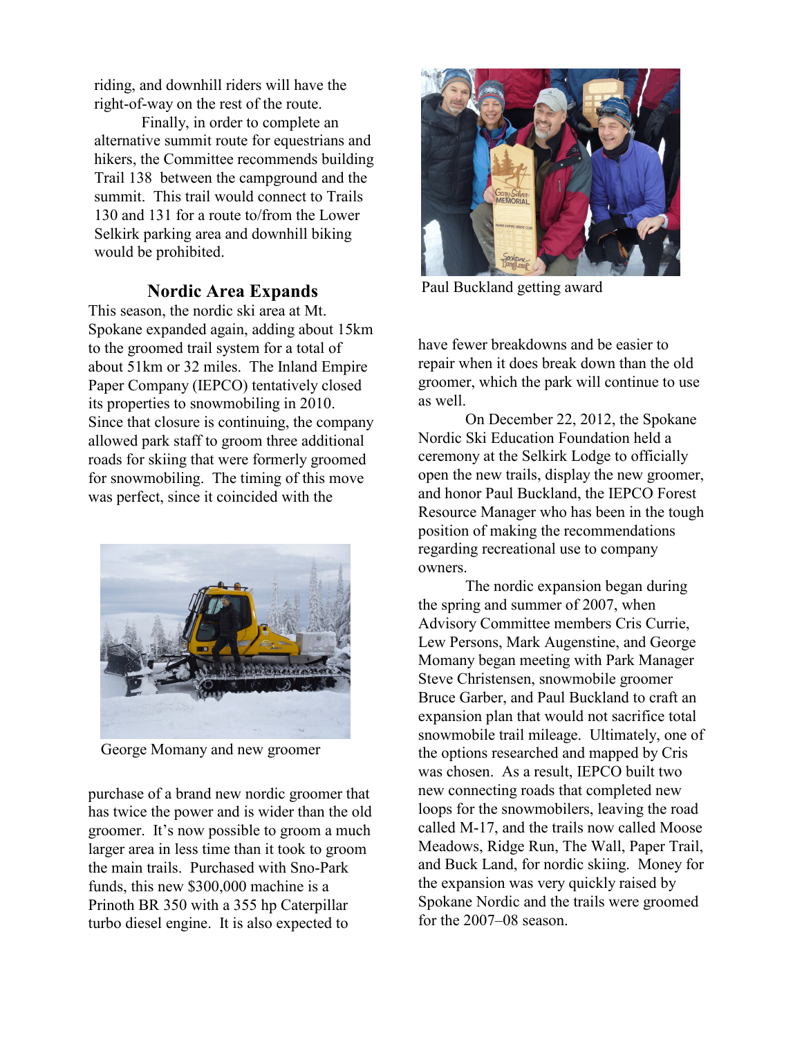riding, and downhill riders will have the right-of-way on the rest of the route.

Finally, in order to complete an alternative summit route for equestrians and hikers, the Committee recommends building Trail 138 between the campground and the summit. This trail would connect to Trails 130 and 131 for a route to/from the Lower Selkirk parking area and downhill biking would be prohibited.

### Nordic Area Expands

This season, the nordic ski area at Mt. Spokane expanded again, adding about 15km to the groomed trail system for a total of about 51km or 32 miles. The Inland Empire Paper Company (IEPCO) tentatively closed its properties to snowmobiling in 2010. Since that closure is continuing, the company allowed park staff to groom three additional roads for skiing that were formerly groomed for snowmobiling. The timing of this move was perfect, since it coincided with the purchase of a brand new nordic groomer that has twice the power and is wider than the old groomer. It's now possible to groom a much larger area in less time than it took to groom the main trails. Purchased with Sno-Park funds, this new $300,000 machine is a Prinoth BR 350 with a 355 hp Caterpillar turbo diesel engine. It is also expected to have fewer breakdowns and be easier to repair when it does break down than the old groomer, which the park will continue to use as well.

George Momany and new groomer

Paul Buckland getting award

On December 22, 2012, the Spokane Nordic Ski Education Foundation held a ceremony at the Selkirk Lodge to officially open the new trails, display the new groomer, and honor Paul Buckland, the IEPCO Forest Resource Manager who has been in the tough position of making the recommendations regarding recreational use to company owners.

The nordic expansion began during the spring and summer of 2007, when Advisory Committee members Cris Currie, Lew Persons, Mark Augenstine, and George Momany began meeting with Park Manager Steve Christensen, snowmobile groomer Bruce Garber, and Paul Buckland to craft an expansion plan that would not sacrifice total snowmobile trail mileage. Ultimately, one of the options researched and mapped by Cris was chosen. As a result, IEPCO built two new connecting roads that completed new loops for the snowmobilers, leaving the road called M-17, and the trails now called Moose Meadows, Ridge Run, The Wall, Paper Trail, and Buck Land, for nordic skiing. Money for the expansion was very quickly raised by Spokane Nordic and the trails were groomed for the 2007–08 season.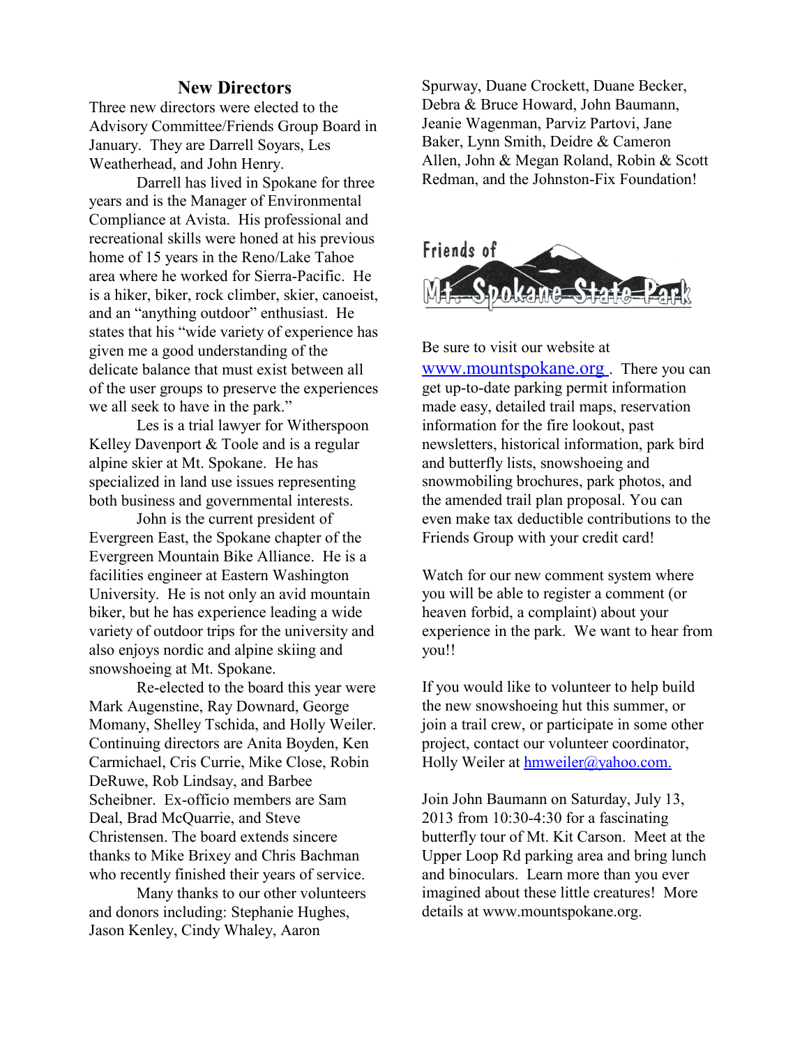## New Directors

Three new directors were elected to the Advisory Committee/Friends Group Board in January. They are Darrell Soyars, Les Weatherhead, and John Henry.

Darrell has lived in Spokane for three years and is the Manager of Environmental Compliance at Avista. His professional and recreational skills were honed at his previous home of 15 years in the Reno/Lake Tahoe area where he worked for Sierra-Pacific. He is a hiker, biker, rock climber, skier, canoeist, and an "anything outdoor" enthusiast. He states that his "wide variety of experience has given me a good understanding of the delicate balance that must exist between all of the user groups to preserve the experiences we all seek to have in the park."

Les is a trial lawyer for Witherspoon Kelley Davenport & Toole and is a regular alpine skier at Mt. Spokane. He has specialized in land use issues representing both business and governmental interests.

John is the current president of Evergreen East, the Spokane chapter of the Evergreen Mountain Bike Alliance. He is a facilities engineer at Eastern Washington University. He is not only an avid mountain biker, but he has experience leading a wide variety of outdoor trips for the university and also enjoys nordic and alpine skiing and snowshoeing at Mt. Spokane.

Re-elected to the board this year were Mark Augenstine, Ray Downard, George Momany, Shelley Tschida, and Holly Weiler. Continuing directors are Anita Boyden, Ken Carmichael, Cris Currie, Mike Close, Robin DeRuwe, Rob Lindsay, and Barbee Scheibner. Ex-officio members are Sam Deal, Brad McQuarrie, and Steve Christensen. The board extends sincere thanks to Mike Brixey and Chris Bachman who recently finished their years of service.

Many thanks to our other volunteers and donors including: Stephanie Hughes, Jason Kenley, Cindy Whaley, Aaron Spurway, Duane Crockett, Duane Becker, Debra & Bruce Howard, John Baumann, Jeanie Wagenman, Parviz Partovi, Jane Baker, Lynn Smith, Deidre & Cameron Allen, John & Megan Roland, Robin & Scott Redman, and the Johnston-Fix Foundation!

Friends of Mt. Spokane State Park

Be sure to visit our website at www.mountspokane.org . There you can get up-to-date parking permit information made easy, detailed trail maps, reservation information for the fire lookout, past newsletters, historical information, park bird and butterfly lists, snowshoeing and snowmobiling brochures, park photos, and the amended trail plan proposal. You can even make tax deductible contributions to the Friends Group with your credit card!

Watch for our new comment system where you will be able to register a comment (or heaven forbid, a complaint) about your experience in the park. We want to hear from you!!

If you would like to volunteer to help build the new snowshoeing hut this summer, or join a trail crew, or participate in some other project, contact our volunteer coordinator, Holly Weiler at hmweiler@yahoo.com.

Join John Baumann on Saturday, July 13, 2013 from 10:30-4:30 for a fascinating butterfly tour of Mt. Kit Carson. Meet at the Upper Loop Rd parking area and bring lunch and binoculars. Learn more than you ever imagined about these little creatures! More details at www.mountspokane.org.